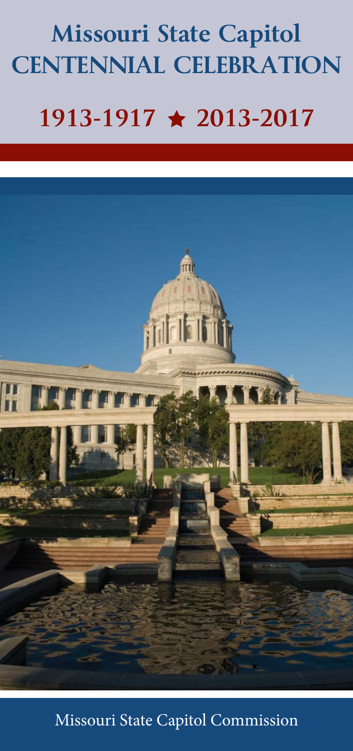# Missouri State Capitol
# CENTENNIAL CELEBRATION

## 1913-1917 ★ 2013-2017

Missouri State Capitol Commission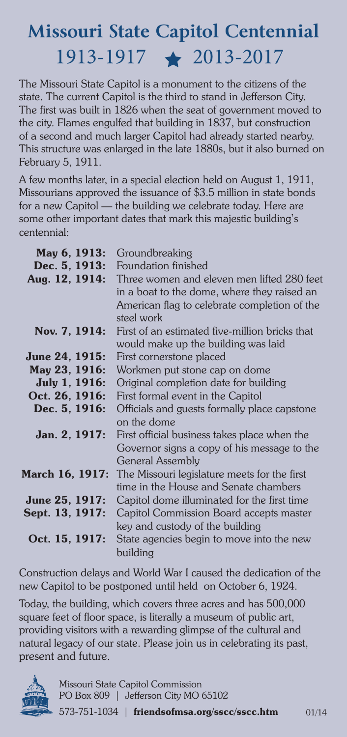# Missouri State Capitol Centennial

## 1913-1917 ★ 2013-2017

The Missouri State Capitol is a monument to the citizens of the state. The current Capitol is the third to stand in Jefferson City. The first was built in 1826 when the seat of government moved to the city. Flames engulfed that building in 1837, but construction of a second and much larger Capitol had already started nearby. This structure was enlarged in the late 1880s, but it also burned on February 5, 1911.

A few months later, in a special election held on August 1, 1911, Missourians approved the issuance of $3.5 million in state bonds for a new Capitol — the building we celebrate today. Here are some other important dates that mark this majestic building's centennial:

| | |
|---|---|
| **May 6, 1913:** | Groundbreaking |
| **Dec. 5, 1913:** | Foundation finished |
| **Aug. 12, 1914:** | Three women and eleven men lifted 280 feet in a boat to the dome, where they raised an American flag to celebrate completion of the steel work |
| **Nov. 7, 1914:** | First of an estimated five-million bricks that would make up the building was laid |
| **June 24, 1915:** | First cornerstone placed |
| **May 23, 1916:** | Workmen put stone cap on dome |
| **July 1, 1916:** | Original completion date for building |
| **Oct. 26, 1916:** | First formal event in the Capitol |
| **Dec. 5, 1916:** | Officials and guests formally place capstone on the dome |
| **Jan. 2, 1917:** | First official business takes place when the Governor signs a copy of his message to the General Assembly |
| **March 16, 1917:** | The Missouri legislature meets for the first time in the House and Senate chambers |
| **June 25, 1917:** | Capitol dome illuminated for the first time |
| **Sept. 13, 1917:** | Capitol Commission Board accepts master key and custody of the building |
| **Oct. 15, 1917:** | State agencies begin to move into the new building |

Construction delays and World War I caused the dedication of the new Capitol to be postponed until held on October 6, 1924.

Today, the building, which covers three acres and has 500,000 square feet of floor space, is literally a museum of public art, providing visitors with a rewarding glimpse of the cultural and natural legacy of our state. Please join us in celebrating its past, present and future.

Missouri State Capitol Commission
PO Box 809 | Jefferson City MO 65102
573-751-1034 | **friendsofmsa.org/sscc/sscc.htm**

01/14